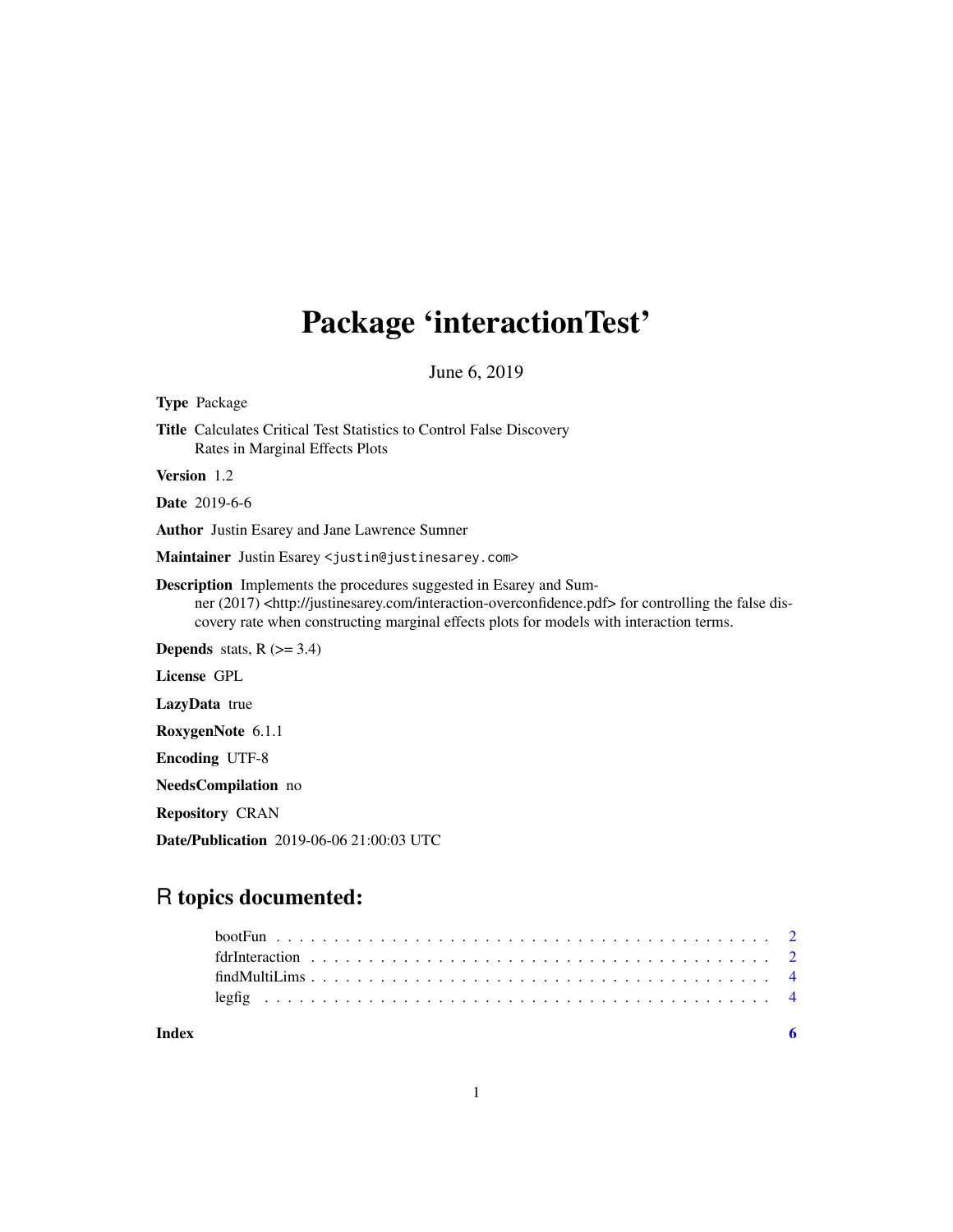# Package 'interactionTest'

June 6, 2019

**Type** Package

**Title** Calculates Critical Test Statistics to Control False Discovery Rates in Marginal Effects Plots

**Version** 1.2

**Date** 2019-6-6

**Author** Justin Esarey and Jane Lawrence Sumner

**Maintainer** Justin Esarey <justin@justinesarey.com>

**Description** Implements the procedures suggested in Esarey and Sumner (2017) <http://justinesarey.com/interaction-overconfidence.pdf> for controlling the false discovery rate when constructing marginal effects plots for models with interaction terms.

**Depends** stats, R (>= 3.4)

**License** GPL

**LazyData** true

**RoxygenNote** 6.1.1

**Encoding** UTF-8

**NeedsCompilation** no

**Repository** CRAN

**Date/Publication** 2019-06-06 21:00:03 UTC

## R topics documented:

- bootFun . . . . . . . . . . . . . . . . . . . . . . . . . . . . . . . . . . . . . . . . . 2
- fdrInteraction . . . . . . . . . . . . . . . . . . . . . . . . . . . . . . . . . . . . . . 2
- findMultiLims . . . . . . . . . . . . . . . . . . . . . . . . . . . . . . . . . . . . . . 4
- legfig . . . . . . . . . . . . . . . . . . . . . . . . . . . . . . . . . . . . . . . . . . 4

**Index** 6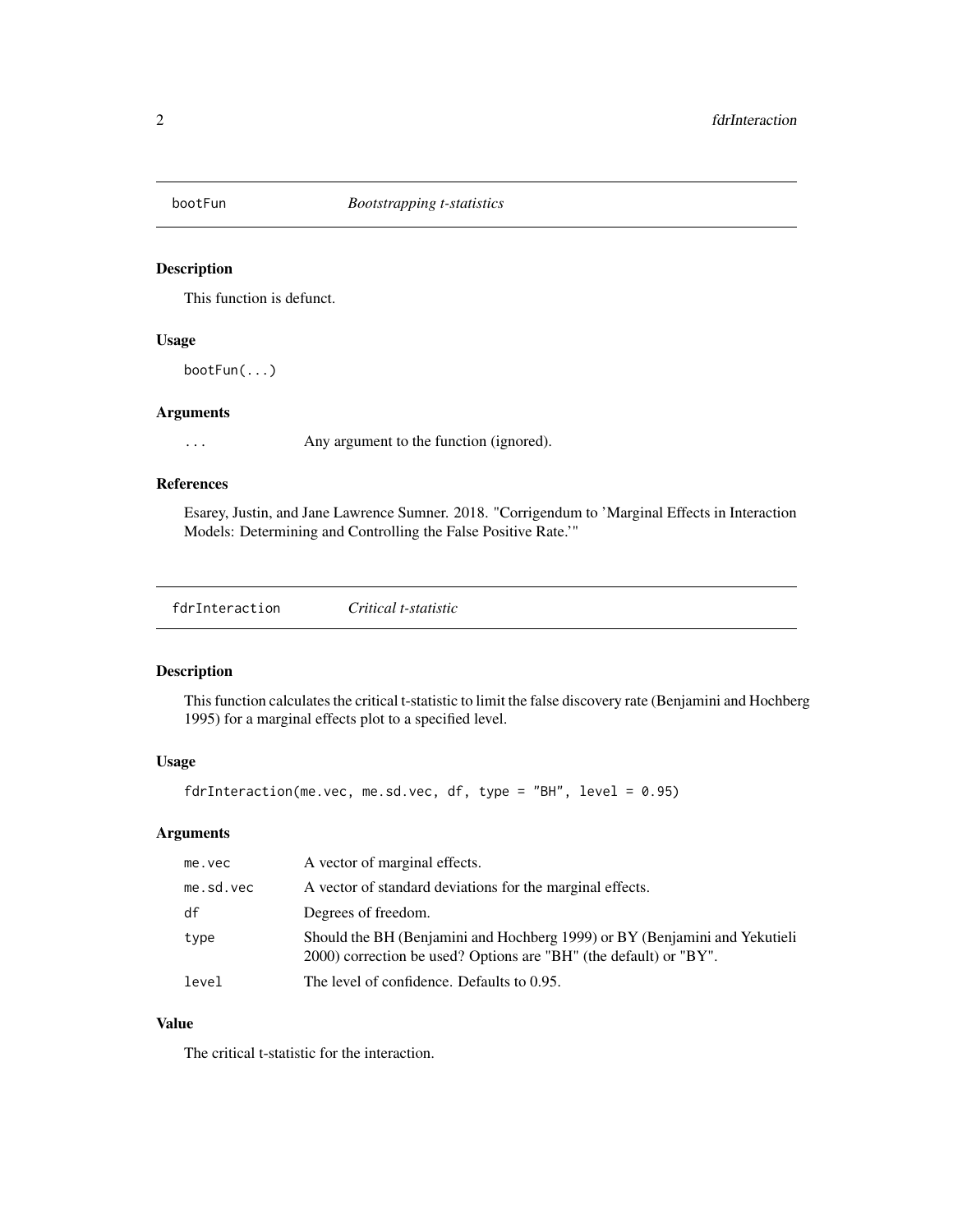## bootFun — *Bootstrapping t-statistics*

### Description

This function is defunct.

### Usage

```
bootFun(...)
```

### Arguments

| | |
|---|---|
| ... | Any argument to the function (ignored). |

### References

Esarey, Justin, and Jane Lawrence Sumner. 2018. "Corrigendum to 'Marginal Effects in Interaction Models: Determining and Controlling the False Positive Rate.'"

## fdrInteraction — *Critical t-statistic*

### Description

This function calculates the critical t-statistic to limit the false discovery rate (Benjamini and Hochberg 1995) for a marginal effects plot to a specified level.

### Usage

```
fdrInteraction(me.vec, me.sd.vec, df, type = "BH", level = 0.95)
```

### Arguments

| | |
|---|---|
| me.vec | A vector of marginal effects. |
| me.sd.vec | A vector of standard deviations for the marginal effects. |
| df | Degrees of freedom. |
| type | Should the BH (Benjamini and Hochberg 1999) or BY (Benjamini and Yekutieli 2000) correction be used? Options are "BH" (the default) or "BY". |
| level | The level of confidence. Defaults to 0.95. |

### Value

The critical t-statistic for the interaction.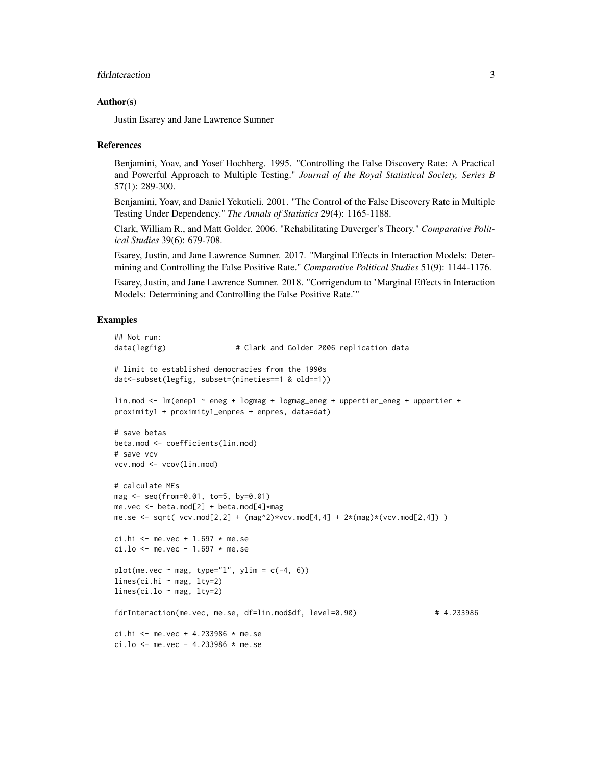## Author(s)

Justin Esarey and Jane Lawrence Sumner

## References

Benjamini, Yoav, and Yosef Hochberg. 1995. "Controlling the False Discovery Rate: A Practical and Powerful Approach to Multiple Testing." *Journal of the Royal Statistical Society, Series B* 57(1): 289-300.

Benjamini, Yoav, and Daniel Yekutieli. 2001. "The Control of the False Discovery Rate in Multiple Testing Under Dependency." *The Annals of Statistics* 29(4): 1165-1188.

Clark, William R., and Matt Golder. 2006. "Rehabilitating Duverger's Theory." *Comparative Political Studies* 39(6): 679-708.

Esarey, Justin, and Jane Lawrence Sumner. 2017. "Marginal Effects in Interaction Models: Determining and Controlling the False Positive Rate." *Comparative Political Studies* 51(9): 1144-1176.

Esarey, Justin, and Jane Lawrence Sumner. 2018. "Corrigendum to 'Marginal Effects in Interaction Models: Determining and Controlling the False Positive Rate.'"

## Examples

```
## Not run:
data(legfig)                # Clark and Golder 2006 replication data

# limit to established democracies from the 1990s
dat<-subset(legfig, subset=(nineties==1 & old==1))

lin.mod <- lm(enep1 ~ eneg + logmag + logmag_eneg + uppertier_eneg + uppertier +
proximity1 + proximity1_enpres + enpres, data=dat)

# save betas
beta.mod <- coefficients(lin.mod)
# save vcv
vcv.mod <- vcov(lin.mod)

# calculate MEs
mag <- seq(from=0.01, to=5, by=0.01)
me.vec <- beta.mod[2] + beta.mod[4]*mag
me.se <- sqrt( vcv.mod[2,2] + (mag^2)*vcv.mod[4,4] + 2*(mag)*(vcv.mod[2,4]) )

ci.hi <- me.vec + 1.697 * me.se
ci.lo <- me.vec - 1.697 * me.se

plot(me.vec ~ mag, type="l", ylim = c(-4, 6))
lines(ci.hi ~ mag, lty=2)
lines(ci.lo ~ mag, lty=2)

fdrInteraction(me.vec, me.se, df=lin.mod$df, level=0.90)                # 4.233986

ci.hi <- me.vec + 4.233986 * me.se
ci.lo <- me.vec - 4.233986 * me.se
```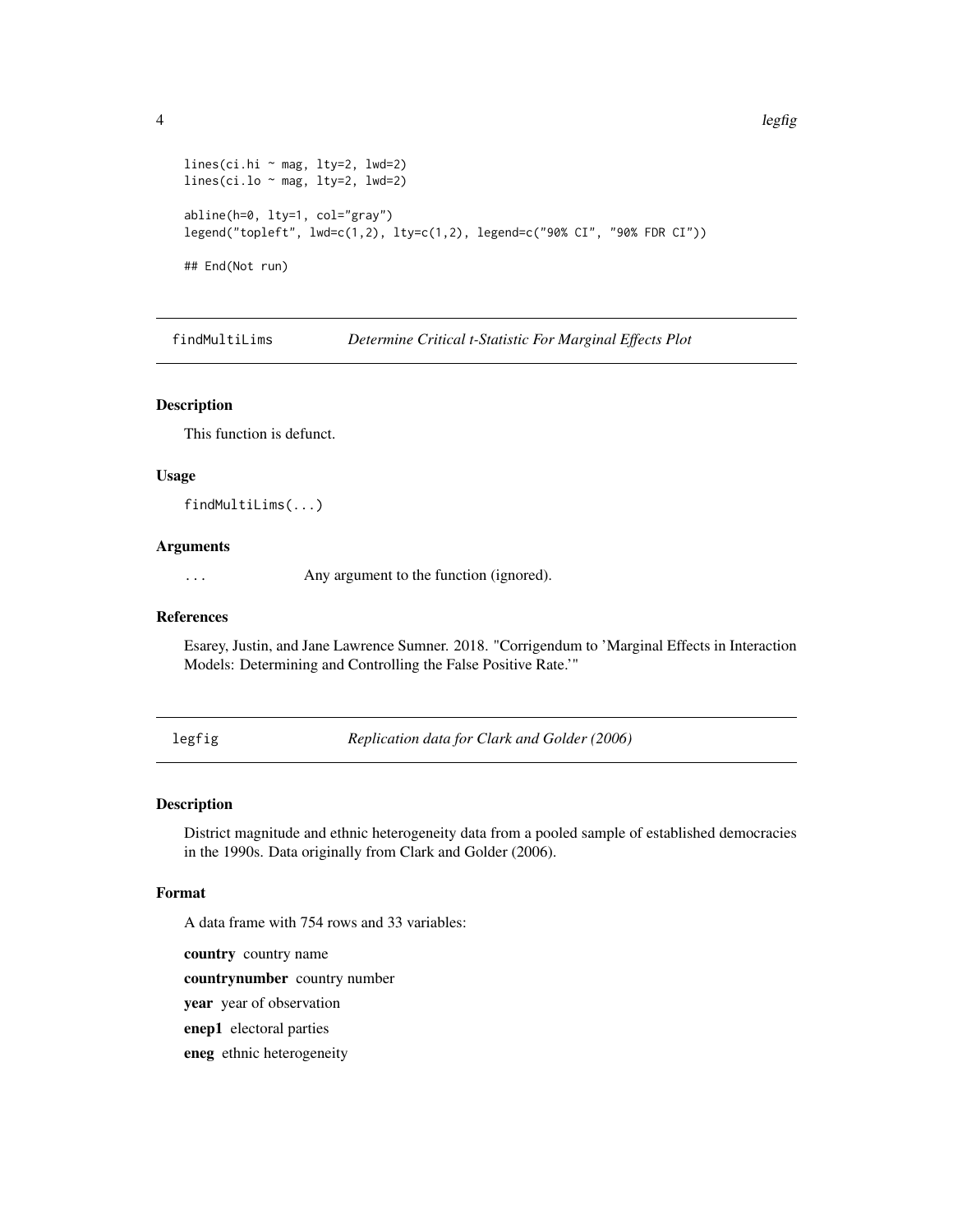```
lines(ci.hi ~ mag, lty=2, lwd=2)
lines(ci.lo ~ mag, lty=2, lwd=2)

abline(h=0, lty=1, col="gray")
legend("topleft", lwd=c(1,2), lty=c(1,2), legend=c("90% CI", "90% FDR CI"))

## End(Not run)
```

## findMultiLims — *Determine Critical t-Statistic For Marginal Effects Plot*

### Description

This function is defunct.

### Usage

```
findMultiLims(...)
```

### Arguments

`...` Any argument to the function (ignored).

### References

Esarey, Justin, and Jane Lawrence Sumner. 2018. "Corrigendum to 'Marginal Effects in Interaction Models: Determining and Controlling the False Positive Rate.'"

## legfig — *Replication data for Clark and Golder (2006)*

### Description

District magnitude and ethnic heterogeneity data from a pooled sample of established democracies in the 1990s. Data originally from Clark and Golder (2006).

### Format

A data frame with 754 rows and 33 variables:

**country** country name

**countrynumber** country number

**year** year of observation

**enep1** electoral parties

**eneg** ethnic heterogeneity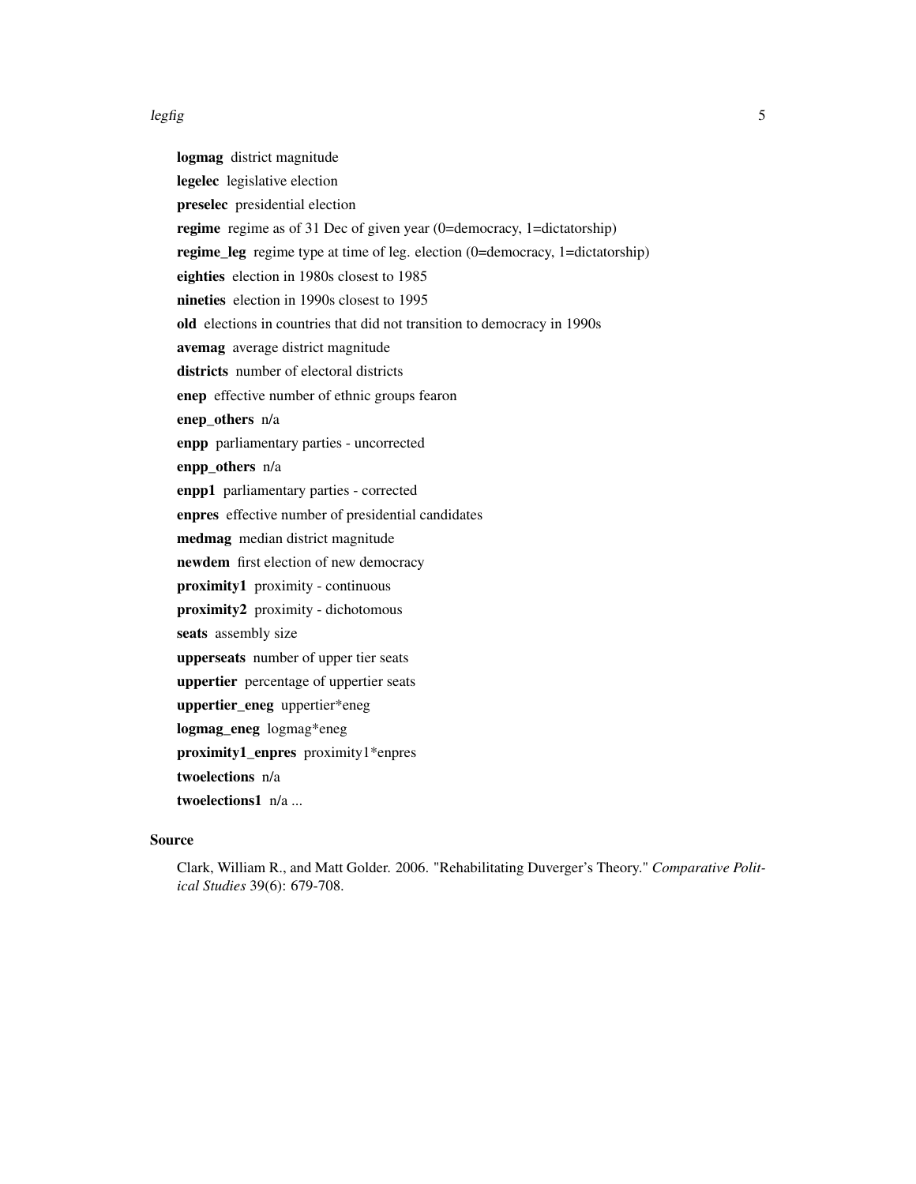**logmag** district magnitude

**legelec** legislative election

**preselec** presidential election

**regime** regime as of 31 Dec of given year (0=democracy, 1=dictatorship)

**regime_leg** regime type at time of leg. election (0=democracy, 1=dictatorship)

**eighties** election in 1980s closest to 1985

**nineties** election in 1990s closest to 1995

**old** elections in countries that did not transition to democracy in 1990s

**avemag** average district magnitude

**districts** number of electoral districts

**enep** effective number of ethnic groups fearon

**enep_others** n/a

**enpp** parliamentary parties - uncorrected

**enpp_others** n/a

**enpp1** parliamentary parties - corrected

**enpres** effective number of presidential candidates

**medmag** median district magnitude

**newdem** first election of new democracy

**proximity1** proximity - continuous

**proximity2** proximity - dichotomous

**seats** assembly size

**upperseats** number of upper tier seats

**uppertier** percentage of uppertier seats

**uppertier_eneg** uppertier*eneg

**logmag_eneg** logmag*eneg

**proximity1_enpres** proximity1*enpres

**twoelections** n/a

**twoelections1** n/a ...

## Source

Clark, William R., and Matt Golder. 2006. "Rehabilitating Duverger's Theory." *Comparative Political Studies* 39(6): 679-708.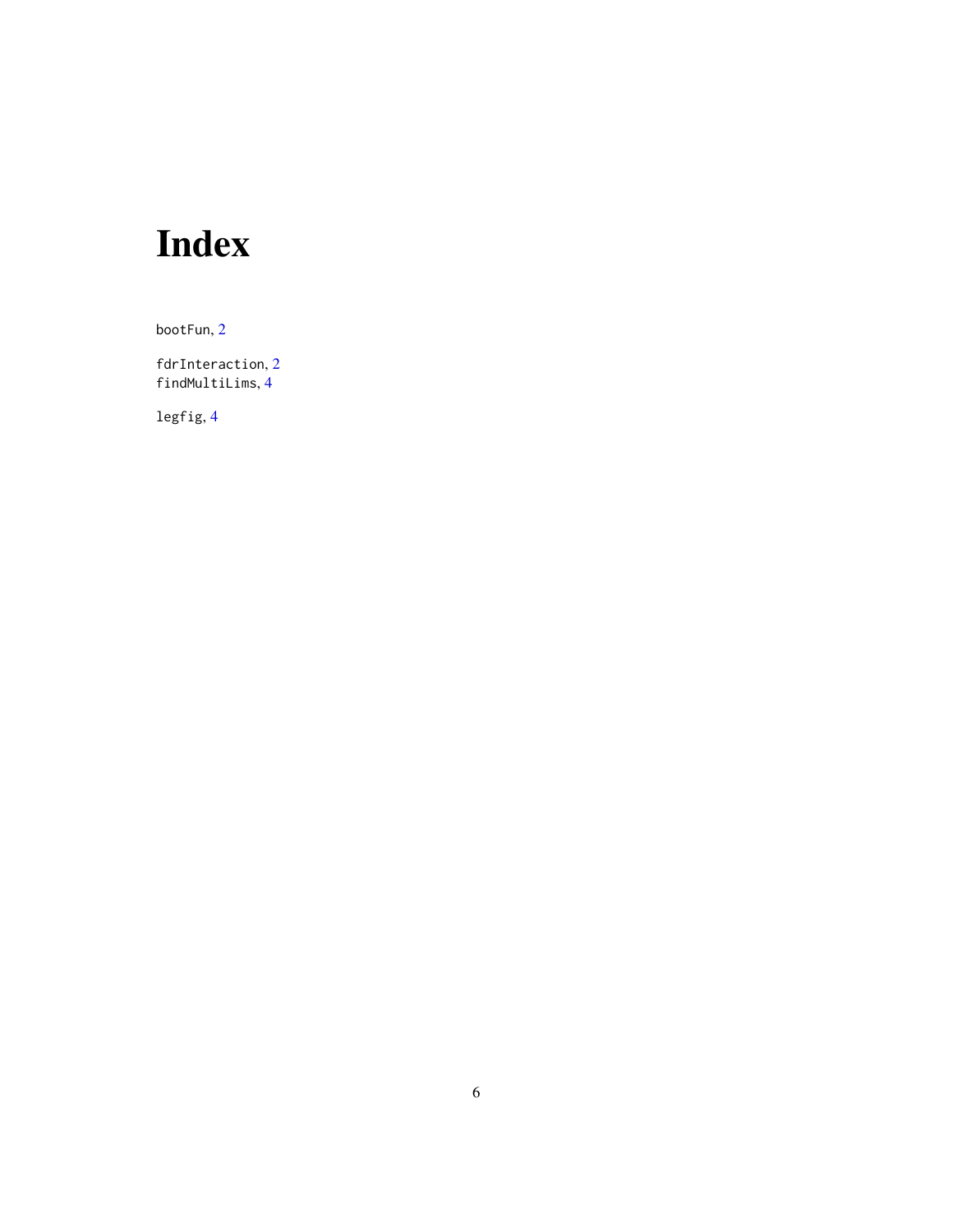# Index

bootFun, 2

fdrInteraction, 2
findMultiLims, 4

legfig, 4